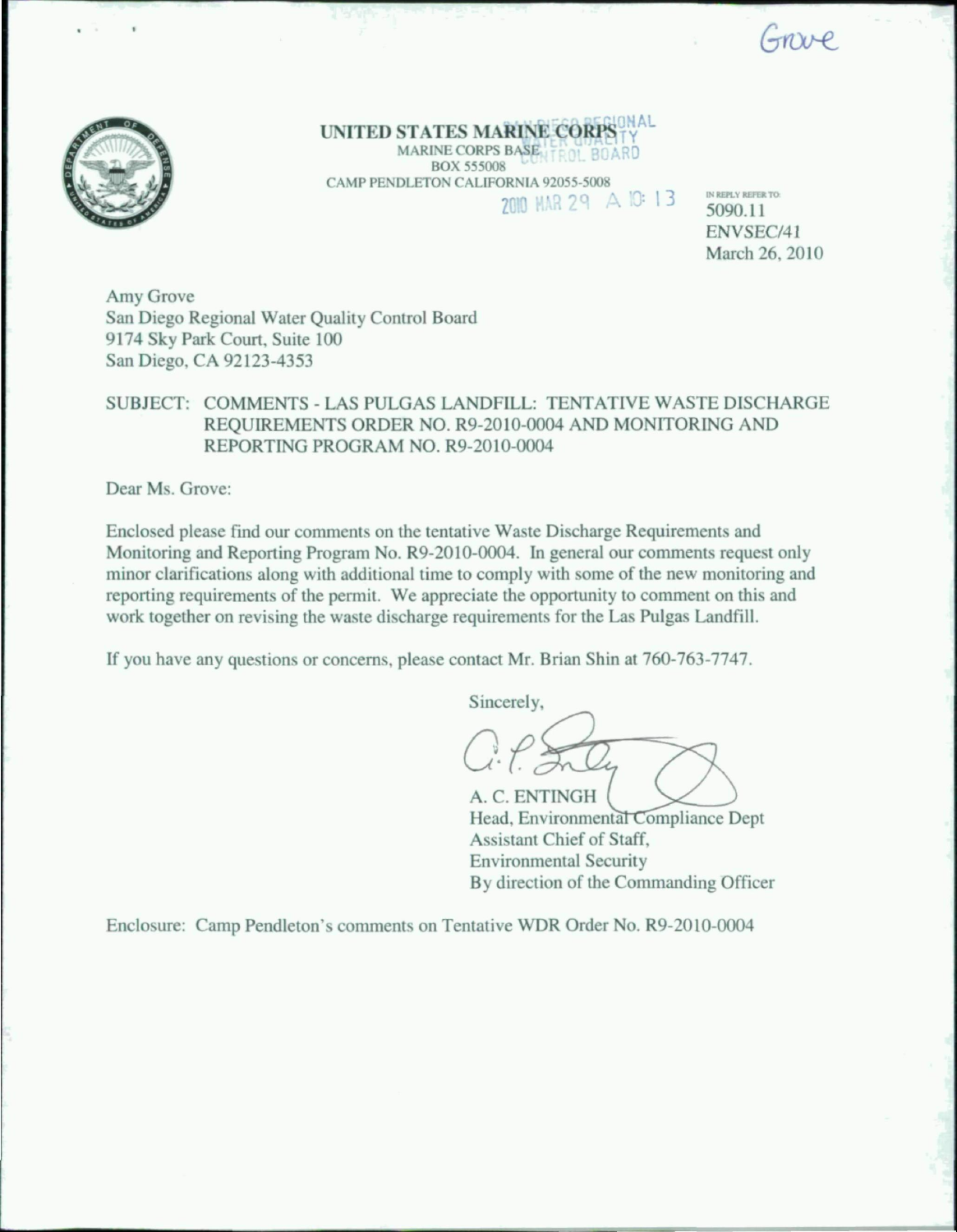Grove

**UNITED STATES MARINE CORPS**
MARINE CORPS BASE
BOX 555008
CAMP PENDLETON CALIFORNIA 92055-5008

SAN DIEGO REGIONAL WATER QUALITY CONTROL BOARD
2010 MAR 29 A 10: 13

IN REPLY REFER TO:
5090.11
ENVSEC/41
March 26, 2010

Amy Grove
San Diego Regional Water Quality Control Board
9174 Sky Park Court, Suite 100
San Diego, CA 92123-4353

SUBJECT: COMMENTS - LAS PULGAS LANDFILL: TENTATIVE WASTE DISCHARGE REQUIREMENTS ORDER NO. R9-2010-0004 AND MONITORING AND REPORTING PROGRAM NO. R9-2010-0004

Dear Ms. Grove:

Enclosed please find our comments on the tentative Waste Discharge Requirements and Monitoring and Reporting Program No. R9-2010-0004. In general our comments request only minor clarifications along with additional time to comply with some of the new monitoring and reporting requirements of the permit. We appreciate the opportunity to comment on this and work together on revising the waste discharge requirements for the Las Pulgas Landfill.

If you have any questions or concerns, please contact Mr. Brian Shin at 760-763-7747.

Sincerely,

A. C. ENTINGH
Head, Environmental Compliance Dept
Assistant Chief of Staff,
Environmental Security
By direction of the Commanding Officer

Enclosure: Camp Pendleton's comments on Tentative WDR Order No. R9-2010-0004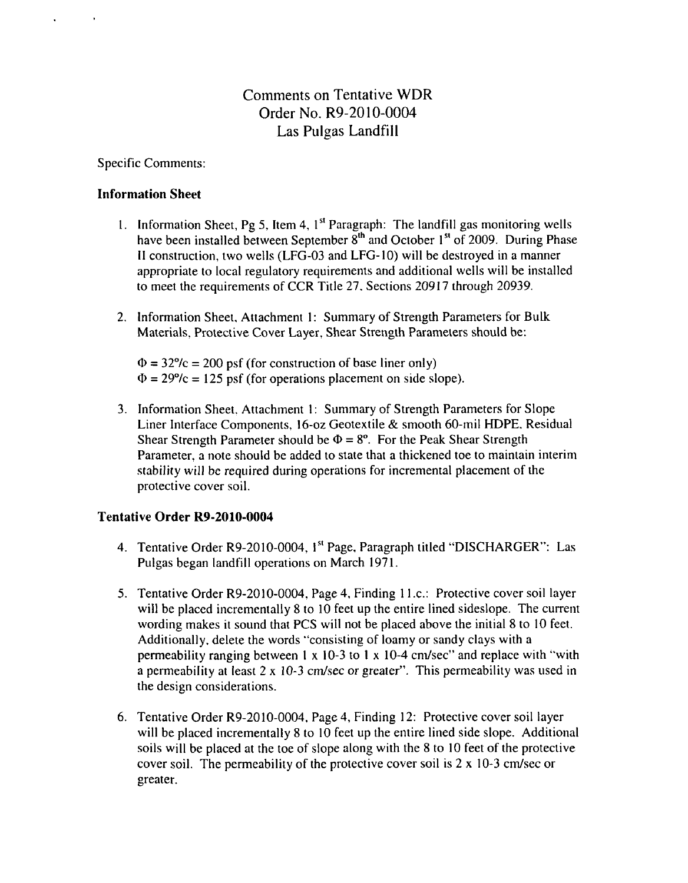Comments on Tentative WDR  
Order No. R9-2010-0004  
Las Pulgas Landfill

Specific Comments:

### Information Sheet

1. Information Sheet, Pg 5, Item 4, 1st Paragraph: The landfill gas monitoring wells have been installed between September 8th and October 1st of 2009. During Phase II construction, two wells (LFG-03 and LFG-10) will be destroyed in a manner appropriate to local regulatory requirements and additional wells will be installed to meet the requirements of CCR Title 27, Sections 20917 through 20939.

2. Information Sheet, Attachment 1: Summary of Strength Parameters for Bulk Materials, Protective Cover Layer, Shear Strength Parameters should be:

   $\Phi = 32°/c = 200$ psf (for construction of base liner only)  
   $\Phi = 29°/c = 125$ psf (for operations placement on side slope).

3. Information Sheet, Attachment 1: Summary of Strength Parameters for Slope Liner Interface Components, 16-oz Geotextile & smooth 60-mil HDPE, Residual Shear Strength Parameter should be $\Phi = 8°$. For the Peak Shear Strength Parameter, a note should be added to state that a thickened toe to maintain interim stability will be required during operations for incremental placement of the protective cover soil.

### Tentative Order R9-2010-0004

4. Tentative Order R9-2010-0004, 1st Page, Paragraph titled "DISCHARGER": Las Pulgas began landfill operations on March 1971.

5. Tentative Order R9-2010-0004, Page 4, Finding 11.c.: Protective cover soil layer will be placed incrementally 8 to 10 feet up the entire lined sideslope. The current wording makes it sound that PCS will not be placed above the initial 8 to 10 feet. Additionally, delete the words "consisting of loamy or sandy clays with a permeability ranging between 1 x 10-3 to 1 x 10-4 cm/sec" and replace with "with a permeability at least 2 x 10-3 cm/sec or greater". This permeability was used in the design considerations.

6. Tentative Order R9-2010-0004, Page 4, Finding 12: Protective cover soil layer will be placed incrementally 8 to 10 feet up the entire lined side slope. Additional soils will be placed at the toe of slope along with the 8 to 10 feet of the protective cover soil. The permeability of the protective cover soil is 2 x 10-3 cm/sec or greater.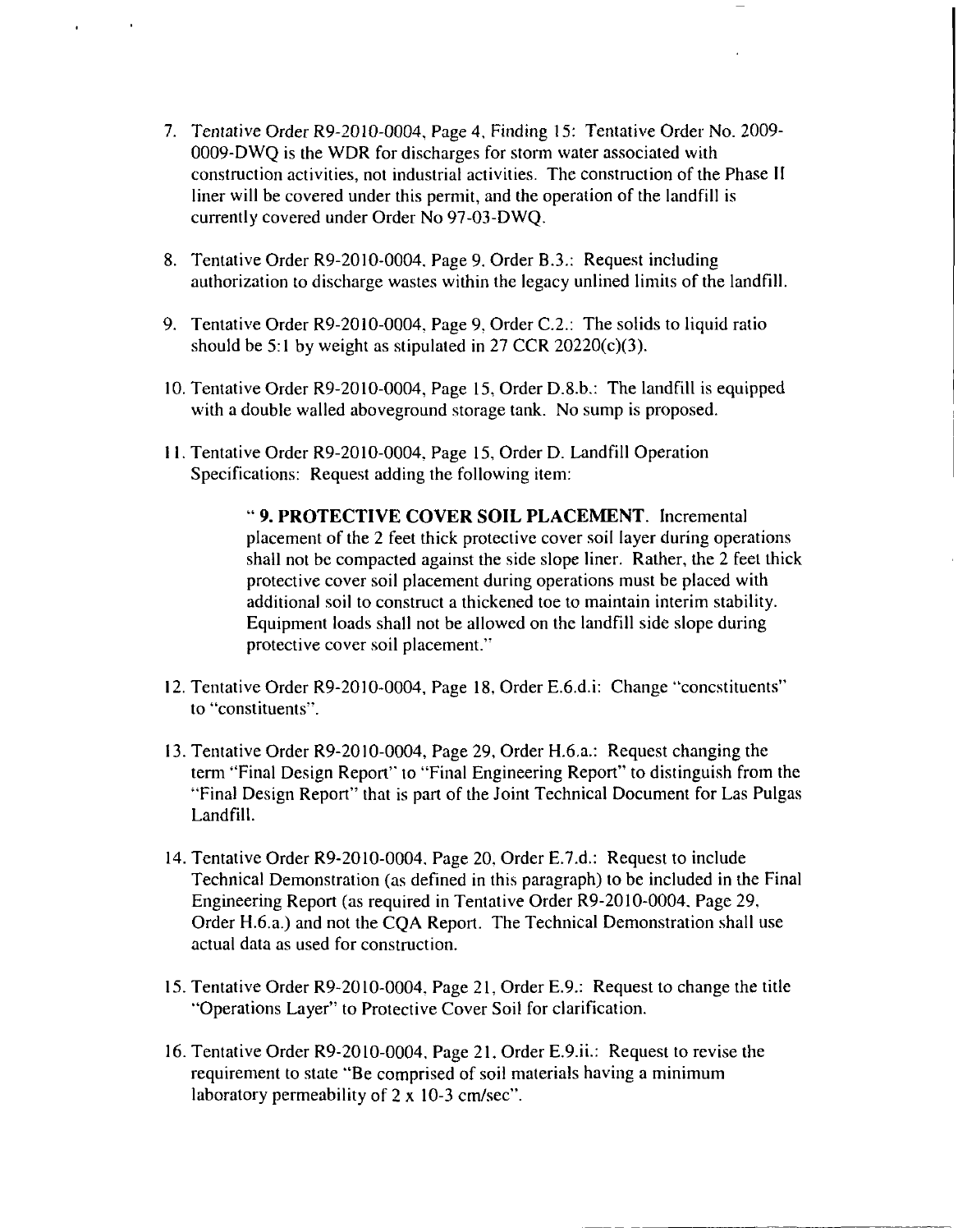7. Tentative Order R9-2010-0004, Page 4, Finding 15: Tentative Order No. 2009-0009-DWQ is the WDR for discharges for storm water associated with construction activities, not industrial activities. The construction of the Phase II liner will be covered under this permit, and the operation of the landfill is currently covered under Order No 97-03-DWQ.

8. Tentative Order R9-2010-0004, Page 9, Order B.3.: Request including authorization to discharge wastes within the legacy unlined limits of the landfill.

9. Tentative Order R9-2010-0004, Page 9, Order C.2.: The solids to liquid ratio should be 5:1 by weight as stipulated in 27 CCR 20220(c)(3).

10. Tentative Order R9-2010-0004, Page 15, Order D.8.b.: The landfill is equipped with a double walled aboveground storage tank. No sump is proposed.

11. Tentative Order R9-2010-0004, Page 15, Order D. Landfill Operation Specifications: Request adding the following item:

    " **9. PROTECTIVE COVER SOIL PLACEMENT**. Incremental placement of the 2 feet thick protective cover soil layer during operations shall not be compacted against the side slope liner. Rather, the 2 feet thick protective cover soil placement during operations must be placed with additional soil to construct a thickened toe to maintain interim stability. Equipment loads shall not be allowed on the landfill side slope during protective cover soil placement."

12. Tentative Order R9-2010-0004, Page 18, Order E.6.d.i: Change "concstituents" to "constituents".

13. Tentative Order R9-2010-0004, Page 29, Order H.6.a.: Request changing the term "Final Design Report" to "Final Engineering Report" to distinguish from the "Final Design Report" that is part of the Joint Technical Document for Las Pulgas Landfill.

14. Tentative Order R9-2010-0004, Page 20, Order E.7.d.: Request to include Technical Demonstration (as defined in this paragraph) to be included in the Final Engineering Report (as required in Tentative Order R9-2010-0004, Page 29, Order H.6.a.) and not the CQA Report. The Technical Demonstration shall use actual data as used for construction.

15. Tentative Order R9-2010-0004, Page 21, Order E.9.: Request to change the title "Operations Layer" to Protective Cover Soil for clarification.

16. Tentative Order R9-2010-0004, Page 21, Order E.9.ii.: Request to revise the requirement to state "Be comprised of soil materials having a minimum laboratory permeability of 2 x 10-3 cm/sec".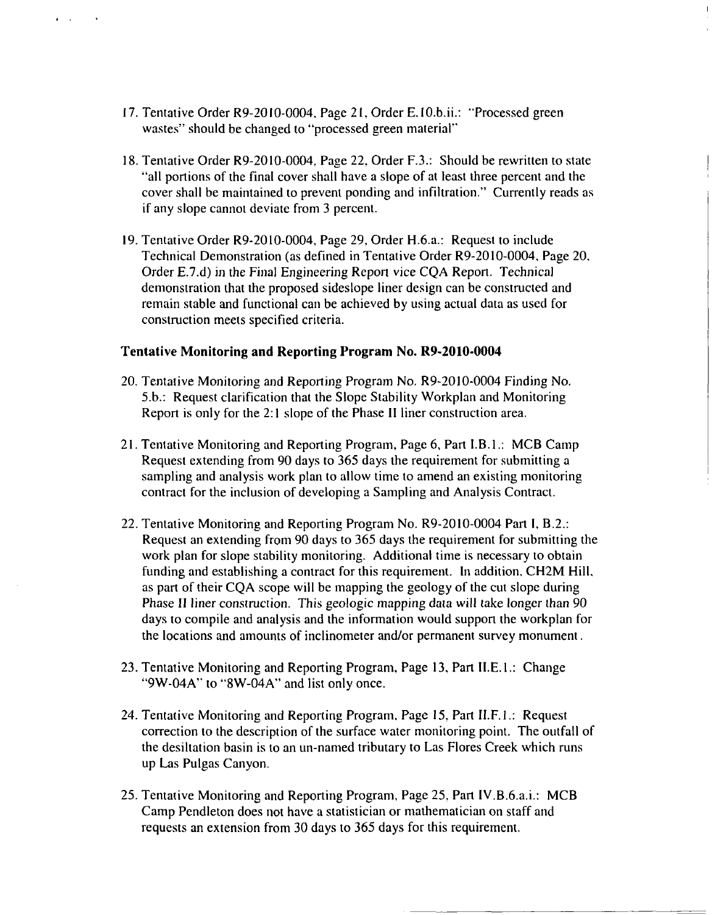17. Tentative Order R9-2010-0004, Page 21, Order E.10.b.ii.: "Processed green wastes" should be changed to "processed green material"

18. Tentative Order R9-2010-0004, Page 22, Order F.3.: Should be rewritten to state "all portions of the final cover shall have a slope of at least three percent and the cover shall be maintained to prevent ponding and infiltration." Currently reads as if any slope cannot deviate from 3 percent.

19. Tentative Order R9-2010-0004, Page 29, Order H.6.a.: Request to include Technical Demonstration (as defined in Tentative Order R9-2010-0004, Page 20, Order E.7.d) in the Final Engineering Report vice CQA Report. Technical demonstration that the proposed sideslope liner design can be constructed and remain stable and functional can be achieved by using actual data as used for construction meets specified criteria.

### Tentative Monitoring and Reporting Program No. R9-2010-0004

20. Tentative Monitoring and Reporting Program No. R9-2010-0004 Finding No. 5.b.: Request clarification that the Slope Stability Workplan and Monitoring Report is only for the 2:1 slope of the Phase II liner construction area.

21. Tentative Monitoring and Reporting Program, Page 6, Part I.B.1.: MCB Camp Request extending from 90 days to 365 days the requirement for submitting a sampling and analysis work plan to allow time to amend an existing monitoring contract for the inclusion of developing a Sampling and Analysis Contract.

22. Tentative Monitoring and Reporting Program No. R9-2010-0004 Part I, B.2.: Request an extending from 90 days to 365 days the requirement for submitting the work plan for slope stability monitoring. Additional time is necessary to obtain funding and establishing a contract for this requirement. In addition, CH2M Hill, as part of their CQA scope will be mapping the geology of the cut slope during Phase II liner construction. This geologic mapping data will take longer than 90 days to compile and analysis and the information would support the workplan for the locations and amounts of inclinometer and/or permanent survey monument.

23. Tentative Monitoring and Reporting Program, Page 13, Part II.E.1.: Change "9W-04A" to "8W-04A" and list only once.

24. Tentative Monitoring and Reporting Program, Page 15, Part II.F.1.: Request correction to the description of the surface water monitoring point. The outfall of the desiltation basin is to an un-named tributary to Las Flores Creek which runs up Las Pulgas Canyon.

25. Tentative Monitoring and Reporting Program, Page 25, Part IV.B.6.a.i.: MCB Camp Pendleton does not have a statistician or mathematician on staff and requests an extension from 30 days to 365 days for this requirement.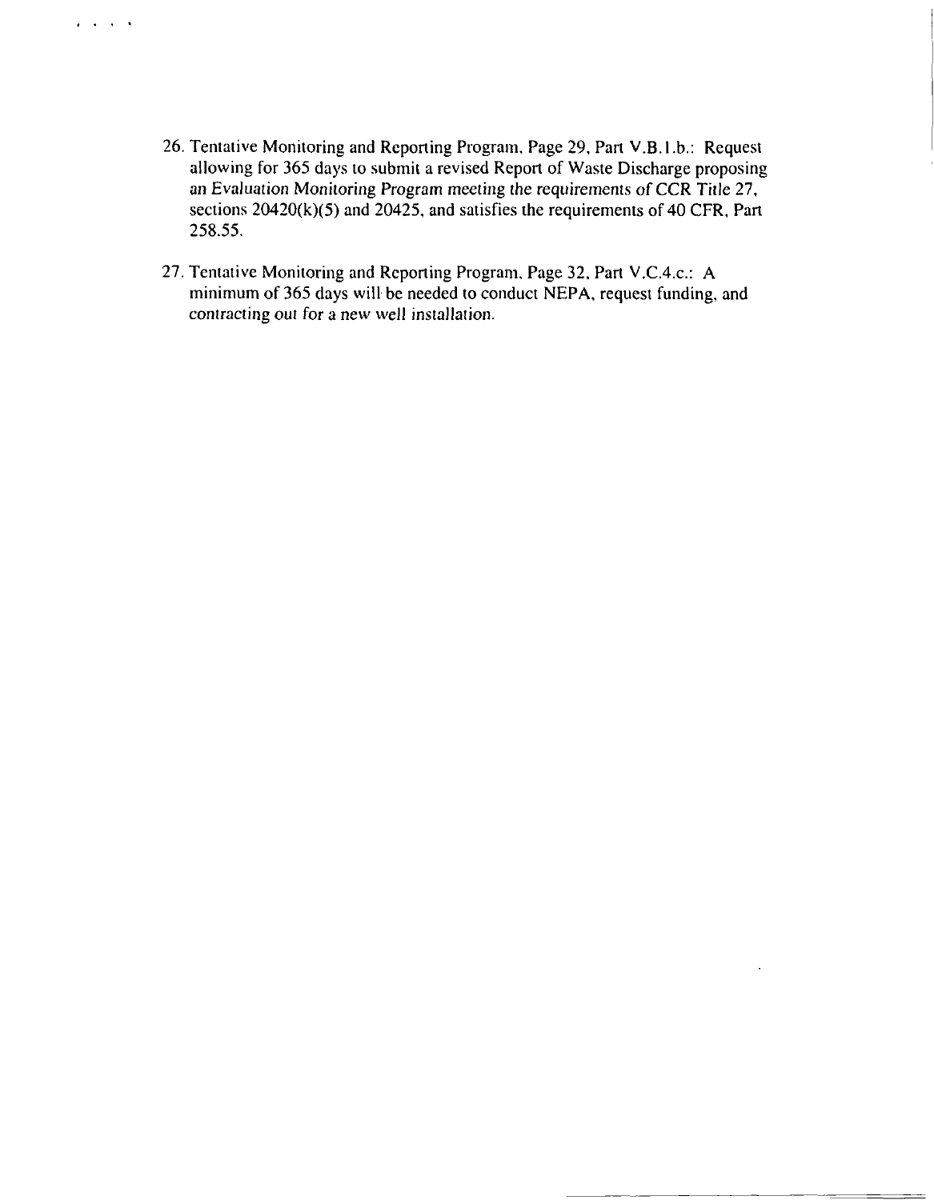26. Tentative Monitoring and Reporting Program, Page 29, Part V.B.1.b.: Request allowing for 365 days to submit a revised Report of Waste Discharge proposing an Evaluation Monitoring Program meeting the requirements of CCR Title 27, sections 20420(k)(5) and 20425, and satisfies the requirements of 40 CFR, Part 258.55.

27. Tentative Monitoring and Reporting Program, Page 32, Part V.C.4.c.: A minimum of 365 will be needed to conduct NEPA, request funding, and contracting out for a new well installation.